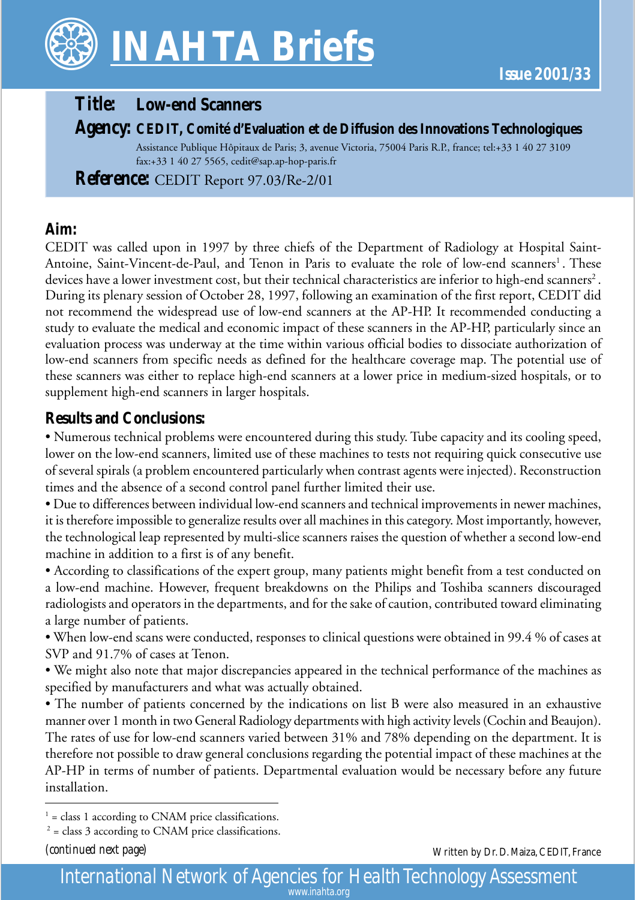# INAHTA Briefs

**Issue 2001/33**

**Title:** Low-end Scanners

**Agency:** CEDIT, Comité d'Evaluation et de Diffusion des Innovations Technologiques

Assistance Publique Hôpitaux de Paris; 3, avenue Victoria, 75004 Paris R.P., france; tel:+33 1 40 27 3109 fax:+33 1 40 27 5565, cedit@sap.ap-hop-paris.fr

**Reference:** CEDIT Report 97.03/Re-2/01

## Aim:

CEDIT was called upon in 1997 by three chiefs of the Department of Radiology at Hospital Saint-Antoine, Saint-Vincent-de-Paul, and Tenon in Paris to evaluate the role of low-end scanners[1]. These devices have a lower investment cost, but their technical characteristics are inferior to high-end scanners[2]. During its plenary session of October 28, 1997, following an examination of the first report, CEDIT did not recommend the widespread use of low-end scanners at the AP-HP. It recommended conducting a study to evaluate the medical and economic impact of these scanners in the AP-HP, particularly since an evaluation process was underway at the time within various official bodies to dissociate authorization of low-end scanners from specific needs as defined for the healthcare coverage map. The potential use of these scanners was either to replace high-end scanners at a lower price in medium-sized hospitals, or to supplement high-end scanners in larger hospitals.

## Results and Conclusions:

- Numerous technical problems were encountered during this study. Tube capacity and its cooling speed, lower on the low-end scanners, limited use of these machines to tests not requiring quick consecutive use of several spirals (a problem encountered particularly when contrast agents were injected). Reconstruction times and the absence of a second control panel further limited their use.
- Due to differences between individual low-end scanners and technical improvements in newer machines, it is therefore impossible to generalize results over all machines in this category. Most importantly, however, the technological leap represented by multi-slice scanners raises the question of whether a second low-end machine in addition to a first is of any benefit.
- According to classifications of the expert group, many patients might benefit from a test conducted on a low-end machine. However, frequent breakdowns on the Philips and Toshiba scanners discouraged radiologists and operators in the departments, and for the sake of caution, contributed toward eliminating a large number of patients.
- When low-end scans were conducted, responses to clinical questions were obtained in 99.4 % of cases at SVP and 91.7% of cases at Tenon.
- We might also note that major discrepancies appeared in the technical performance of the machines as specified by manufacturers and what was actually obtained.
- The number of patients concerned by the indications on list B were also measured in an exhaustive manner over 1 month in two General Radiology departments with high activity levels (Cochin and Beaujon). The rates of use for low-end scanners varied between 31% and 78% depending on the department. It is therefore not possible to draw general conclusions regarding the potential impact of these machines at the AP-HP in terms of number of patients. Departmental evaluation would be necessary before any future installation.

---

[1] = class 1 according to CNAM price classifications.

[2] = class 3 according to CNAM price classifications.

*(continued next page)*

Written by Dr. D. Maiza, CEDIT, France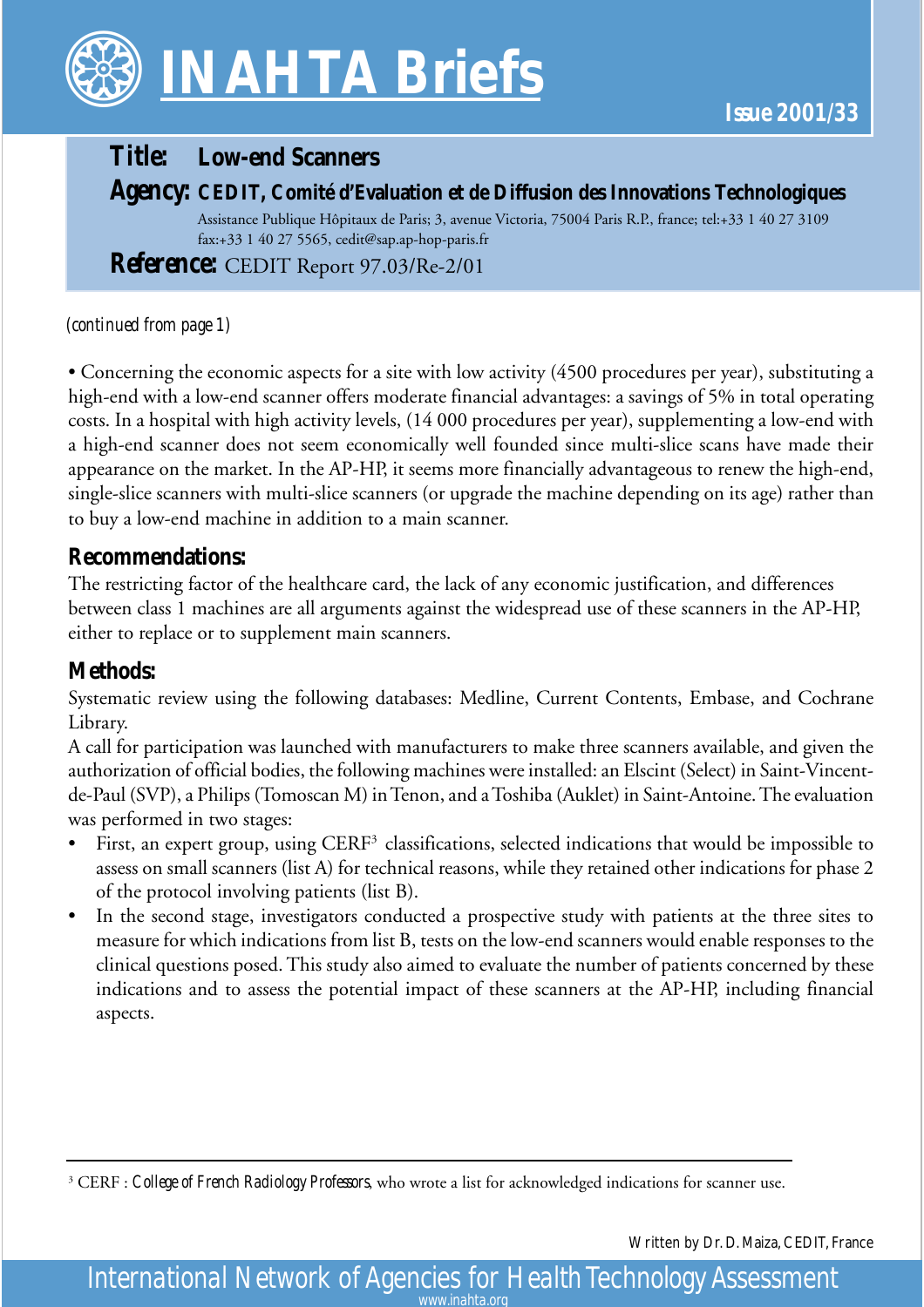# INAHTA Briefs

**Issue 2001/33**

**Title:** Low-end Scanners

**Agency:** CEDIT, Comité d'Evaluation et de Diffusion des Innovations Technologiques

Assistance Publique Hôpitaux de Paris; 3, avenue Victoria, 75004 Paris R.P., france; tel:+33 1 40 27 3109 fax:+33 1 40 27 5565, cedit@sap.ap-hop-paris.fr

**Reference:** CEDIT Report 97.03/Re-2/01

*(continued from page 1)*

• Concerning the economic aspects for a site with low activity (4500 procedures per year), substituting a high-end with a low-end scanner offers moderate financial advantages: a savings of 5% in total operating costs. In a hospital with high activity levels, (14 000 procedures per year), supplementing a low-end with a high-end scanner does not seem economically well founded since multi-slice scans have made their appearance on the market. In the AP-HP, it seems more financially advantageous to renew the high-end, single-slice scanners with multi-slice scanners (or upgrade the machine depending on its age) rather than to buy a low-end machine in addition to a main scanner.

## Recommendations:

The restricting factor of the healthcare card, the lack of any economic justification, and differences between class 1 machines are all arguments against the widespread use of these scanners in the AP-HP, either to replace or to supplement main scanners.

## Methods:

Systematic review using the following databases: Medline, Current Contents, Embase, and Cochrane Library.

A call for participation was launched with manufacturers to make three scanners available, and given the authorization of official bodies, the following machines were installed: an Elscint (Select) in Saint-Vincent-de-Paul (SVP), a Philips (Tomoscan M) in Tenon, and a Toshiba (Auklet) in Saint-Antoine. The evaluation was performed in two stages:

- First, an expert group, using CERF[3] classifications, selected indications that would be impossible to assess on small scanners (list A) for technical reasons, while they retained other indications for phase 2 of the protocol involving patients (list B).
- In the second stage, investigators conducted a prospective study with patients at the three sites to measure for which indications from list B, tests on the low-end scanners would enable responses to the clinical questions posed. This study also aimed to evaluate the number of patients concerned by these indications and to assess the potential impact of these scanners at the AP-HP, including financial aspects.

---

[3] CERF : *College of French Radiology Professors*, who wrote a list for acknowledged indications for scanner use.

Written by Dr. D. Maiza, CEDIT, France

International Network of Agencies for Health Technology Assessment
www.inahta.org